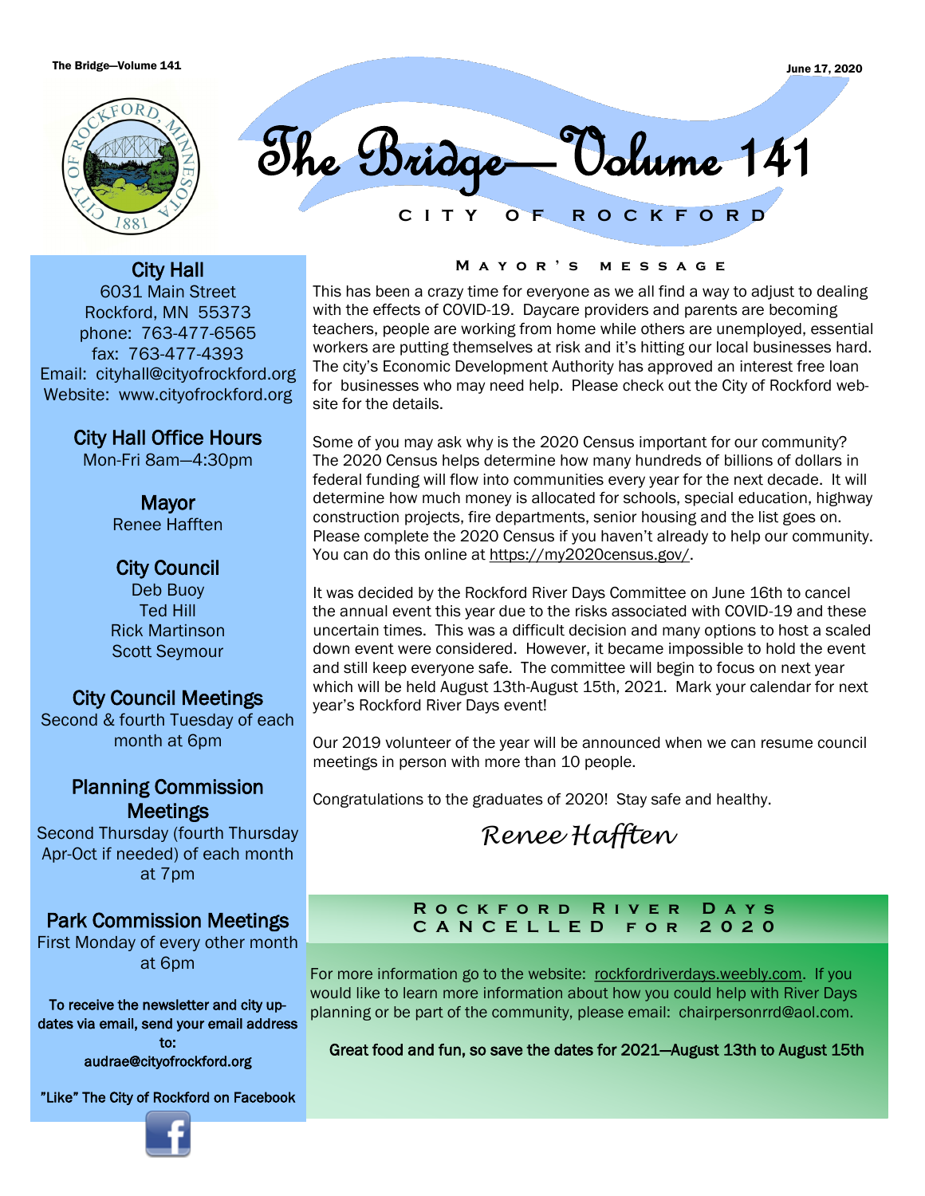# The Bridge—Volume 141

**CITY OF ROCKFORD**

June 17, 2020

## Mayor's message

This has been a crazy time for everyone as we all find a way to adjust to dealing with the effects of COVID-19. Daycare providers and parents are becoming teachers, people are working from home while others are unemployed, essential workers are putting themselves at risk and it's hitting our local businesses hard. The city's Economic Development Authority has approved an interest free loan for businesses who may need help. Please check out the City of Rockford web-site for the details.

Some of you may ask why is the 2020 Census important for our community? The 2020 Census helps determine how many hundreds of billions of dollars in federal funding will flow into communities every year for the next decade. It will determine how much money is allocated for schools, special education, highway construction projects, fire departments, senior housing and the list goes on. Please complete the 2020 Census if you haven't already to help our community. You can do this online at https://my2020census.gov/.

It was decided by the Rockford River Days Committee on June 16th to cancel the annual event this year due to the risks associated with COVID-19 and these uncertain times. This was a difficult decision and many options to host a scaled down event were considered. However, it became impossible to hold the event and still keep everyone safe. The committee will begin to focus on next year which will be held August 13th-August 15th, 2021. Mark your calendar for next year's Rockford River Days event!

Our 2019 volunteer of the year will be announced when we can resume council meetings in person with more than 10 people.

Congratulations to the graduates of 2020! Stay safe and healthy.

*Renee Hafften*

## Rockford River Days Cancelled for 2020

For more information go to the website: rockfordriverdays.weebly.com. If you would like to learn more information about how you could help with River Days planning or be part of the community, please email: chairpersonrrd@aol.com.

**Great food and fun, so save the dates for 2021—August 13th to August 15th**

---

### City Hall
6031 Main Street
Rockford, MN 55373
phone: 763-477-6565
fax: 763-477-4393
Email: cityhall@cityofrockford.org
Website: www.cityofrockford.org

### City Hall Office Hours
Mon-Fri 8am—4:30pm

### Mayor
Renee Hafften

### City Council
Deb Buoy
Ted Hill
Rick Martinson
Scott Seymour

### City Council Meetings
Second & fourth Tuesday of each month at 6pm

### Planning Commission Meetings
Second Thursday (fourth Thursday Apr-Oct if needed) of each month at 7pm

### Park Commission Meetings
First Monday of every other month at 6pm

**To receive the newsletter and city updates via email, send your email address to: audrae@cityofrockford.org**

**"Like" The City of Rockford on Facebook**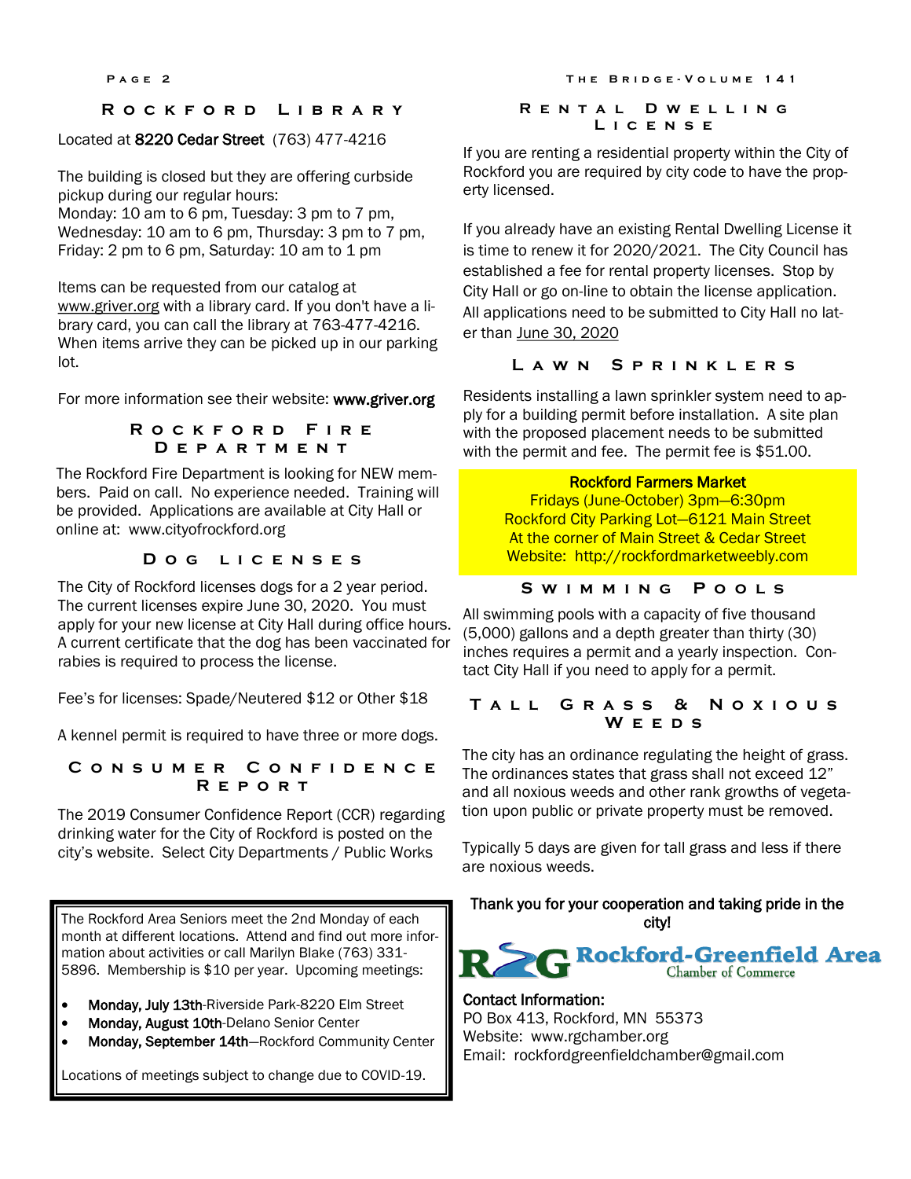## Rockford Library

Located at **8220 Cedar Street** (763) 477-4216

The building is closed but they are offering curbside pickup during our regular hours:
Monday: 10 am to 6 pm, Tuesday: 3 pm to 7 pm, Wednesday: 10 am to 6 pm, Thursday: 3 pm to 7 pm, Friday: 2 pm to 6 pm, Saturday: 10 am to 1 pm

Items can be requested from our catalog at www.griver.org with a library card. If you don't have a library card, you can call the library at 763-477-4216. When items arrive they can be picked up in our parking lot.

For more information see their website: **www.griver.org**

## Rockford Fire Department

The Rockford Fire Department is looking for NEW members. Paid on call. No experience needed. Training will be provided. Applications are available at City Hall or online at: www.cityofrockford.org

## Dog licenses

The City of Rockford licenses dogs for a 2 year period. The current licenses expire June 30, 2020. You must apply for your new license at City Hall during office hours. A current certificate that the dog has been vaccinated for rabies is required to process the license.

Fee's for licenses: Spade/Neutered $12 or Other $18

A kennel permit is required to have three or more dogs.

## Consumer Confidence Report

The 2019 Consumer Confidence Report (CCR) regarding drinking water for the City of Rockford is posted on the city's website. Select City Departments / Public Works

The Rockford Area Seniors meet the 2nd Monday of each month at different locations. Attend and find out more information about activities or call Marilyn Blake (763) 331-5896. Membership is $10 per year. Upcoming meetings:

- **Monday, July 13th**-Riverside Park-8220 Elm Street
- **Monday, August 10th**-Delano Senior Center
- **Monday, September 14th**—Rockford Community Center

Locations of meetings subject to change due to COVID-19.

## Rental Dwelling License

If you are renting a residential property within the City of Rockford you are required by city code to have the property licensed.

If you already have an existing Rental Dwelling License it is time to renew it for 2020/2021. The City Council has established a fee for rental property licenses. Stop by City Hall or go on-line to obtain the license application. All applications need to be submitted to City Hall no later than June 30, 2020

## Lawn Sprinklers

Residents installing a lawn sprinkler system need to apply for a building permit before installation. A site plan with the proposed placement needs to be submitted with the permit and fee. The permit fee is $51.00.

**Rockford Farmers Market**
Fridays (June-October) 3pm—6:30pm
Rockford City Parking Lot—6121 Main Street
At the corner of Main Street & Cedar Street
Website: http://rockfordmarketweebly.com

## Swimming Pools

All swimming pools with a capacity of five thousand (5,000) gallons and a depth greater than thirty (30) inches requires a permit and a yearly inspection. Contact City Hall if you need to apply for a permit.

## Tall Grass & Noxious Weeds

The city has an ordinance regulating the height of grass. The ordinances states that grass shall not exceed 12" and all noxious weeds and other rank growths of vegetation upon public or private property must be removed.

Typically 5 days are given for tall grass and less if there are noxious weeds.

**Thank you for your cooperation and taking pride in the city!**

**Rockford-Greenfield Area**
Chamber of Commerce

**Contact Information:**
PO Box 413, Rockford, MN 55373
Website: www.rgchamber.org
Email: rockfordgreenfieldchamber@gmail.com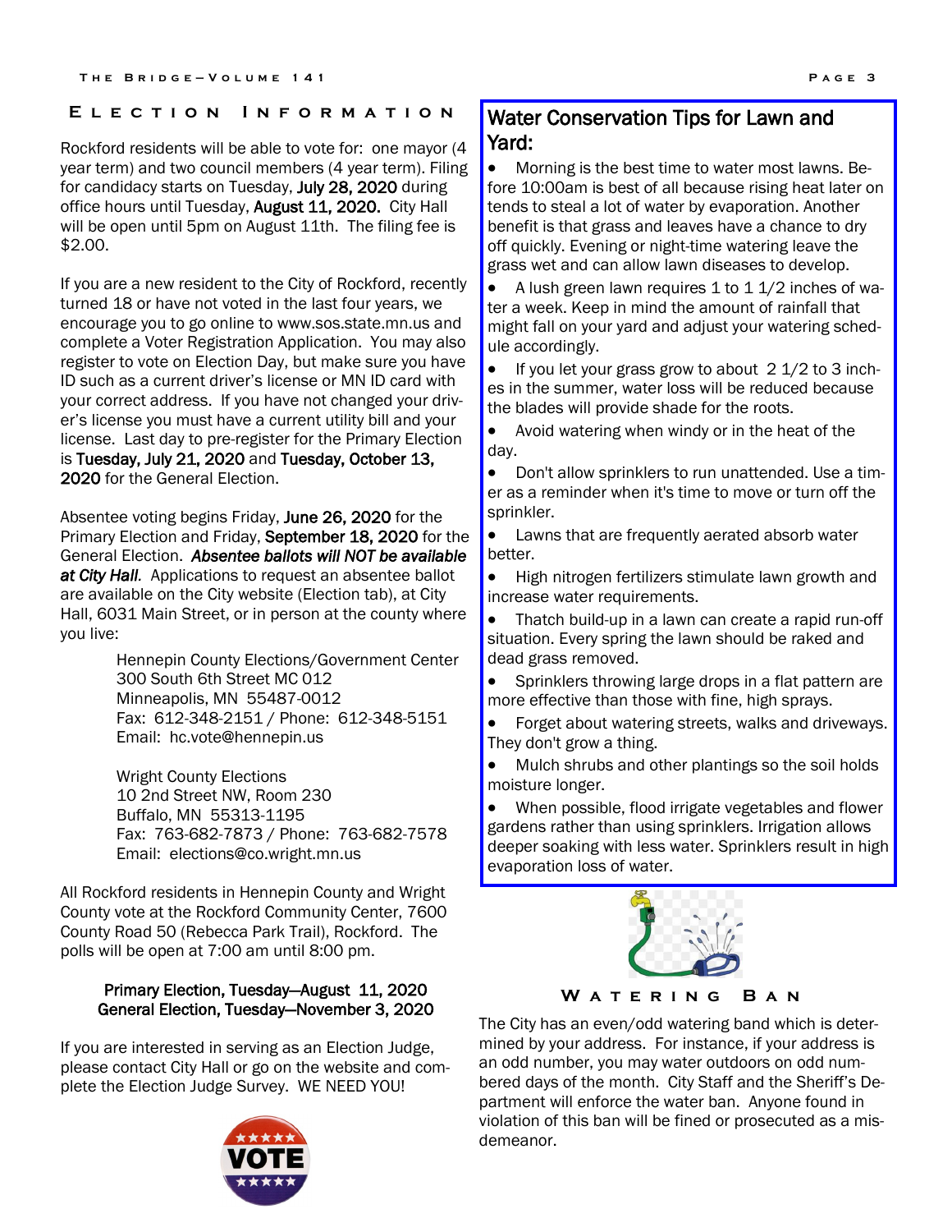## Election Information

Rockford residents will be able to vote for: one mayor (4 year term) and two council members (4 year term). Filing for candidacy starts on Tuesday, **July 28, 2020** during office hours until Tuesday, **August 11, 2020.** City Hall will be open until 5pm on August 11th. The filing fee is $2.00.

If you are a new resident to the City of Rockford, recently turned 18 or have not voted in the last four years, we encourage you to go online to www.sos.state.mn.us and complete a Voter Registration Application. You may also register to vote on Election Day, but make sure you have ID such as a current driver's license or MN ID card with your correct address. If you have not changed your driver's license you must have a current utility bill and your license. Last day to pre-register for the Primary Election is **Tuesday, July 21, 2020** and **Tuesday, October 13, 2020** for the General Election.

Absentee voting begins Friday, **June 26, 2020** for the Primary Election and Friday, **September 18, 2020** for the General Election. ***Absentee ballots will NOT be available at City Hall.*** Applications to request an absentee ballot are available on the City website (Election tab), at City Hall, 6031 Main Street, or in person at the county where you live:

Hennepin County Elections/Government Center
300 South 6th Street MC 012
Minneapolis, MN 55487-0012
Fax: 612-348-2151 / Phone: 612-348-5151
Email: hc.vote@hennepin.us

Wright County Elections
10 2nd Street NW, Room 230
Buffalo, MN 55313-1195
Fax: 763-682-7873 / Phone: 763-682-7578
Email: elections@co.wright.mn.us

All Rockford residents in Hennepin County and Wright County vote at the Rockford Community Center, 7600 County Road 50 (Rebecca Park Trail), Rockford. The polls will be open at 7:00 am until 8:00 pm.

**Primary Election, Tuesday—August 11, 2020**
**General Election, Tuesday—November 3, 2020**

If you are interested in serving as an Election Judge, please contact City Hall or go on the website and complete the Election Judge Survey. WE NEED YOU!

## Water Conservation Tips for Lawn and Yard:

- Morning is the best time to water most lawns. Before 10:00am is best of all because rising heat later on tends to steal a lot of water by evaporation. Another benefit is that grass and leaves have a chance to dry off quickly. Evening or night-time watering leave the grass wet and can allow lawn diseases to develop.
- A lush green lawn requires 1 to 1 1/2 inches of water a week. Keep in mind the amount of rainfall that might fall on your yard and adjust your watering schedule accordingly.
- If you let your grass grow to about 2 1/2 to 3 inches in the summer, water loss will be reduced because the blades will provide shade for the roots.
- Avoid watering when windy or in the heat of the day.
- Don't allow sprinklers to run unattended. Use a timer as a reminder when it's time to move or turn off the sprinkler.
- Lawns that are frequently aerated absorb water better.
- High nitrogen fertilizers stimulate lawn growth and increase water requirements.
- Thatch build-up in a lawn can create a rapid run-off situation. Every spring the lawn should be raked and dead grass removed.
- Sprinklers throwing large drops in a flat pattern are more effective than those with fine, high sprays.
- Forget about watering streets, walks and driveways. They don't grow a thing.
- Mulch shrubs and other plantings so the soil holds moisture longer.
- When possible, flood irrigate vegetables and flower gardens rather than using sprinklers. Irrigation allows deeper soaking with less water. Sprinklers result in high evaporation loss of water.

## Watering Ban

The City has an even/odd watering band which is determined by your address. For instance, if your address is an odd number, you may water outdoors on odd numbered days of the month. City Staff and the Sheriff's Department will enforce the water ban. Anyone found in violation of this ban will be fined or prosecuted as a misdemeanor.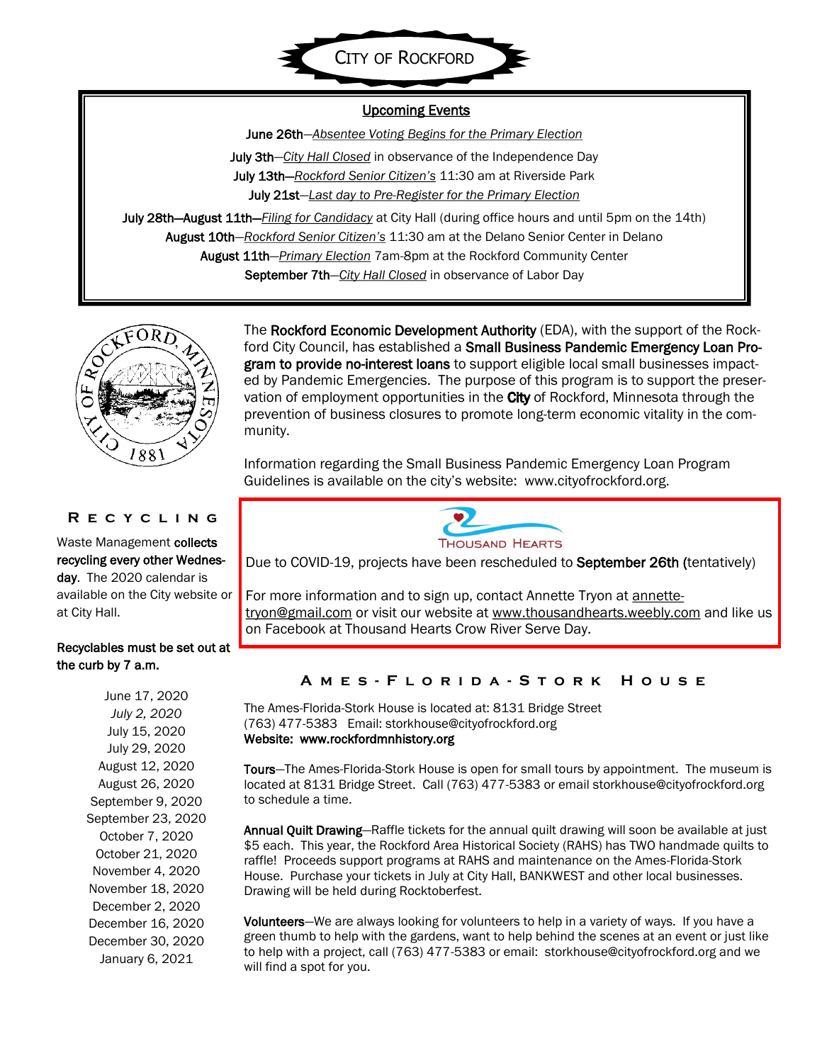# City of Rockford

## Upcoming Events

**June 26th**—*Absentee Voting Begins for the Primary Election*

**July 3th**—*City Hall Closed* in observance of the Independence Day

**July 13th**—*Rockford Senior Citizen's* 11:30 am at Riverside Park

**July 21st**—*Last day to Pre-Register for the Primary Election*

**July 28th—August 11th**—*Filing for Candidacy* at City Hall (during office hours and until 5pm on the 14th)

**August 10th**—*Rockford Senior Citizen's* 11:30 am at the Delano Senior Center in Delano

**August 11th**—*Primary Election* 7am-8pm at the Rockford Community Center

**September 7th**—*City Hall Closed* in observance of Labor Day

The **Rockford Economic Development Authority** (EDA), with the support of the Rockford City Council, has established a **Small Business Pandemic Emergency Loan Program to provide no-interest loans** to support eligible local small businesses impacted by Pandemic Emergencies. The purpose of this program is to support the preservation of employment opportunities in the **City** of Rockford, Minnesota through the prevention of business closures to promote long-term economic vitality in the community.

Information regarding the Small Business Pandemic Emergency Loan Program Guidelines is available on the city's website: www.cityofrockford.org.

## Recycling

Waste Management **collects recycling every other Wednesday**. The 2020 calendar is available on the City website or at City Hall.

**Recyclables must be set out at the curb by 7 a.m.**

June 17, 2020
*July 2, 2020*
July 15, 2020
July 29, 2020
August 12, 2020
August 26, 2020
September 9, 2020
September 23, 2020
October 7, 2020
October 21, 2020
November 4, 2020
November 18, 2020
December 2, 2020
December 16, 2020
December 30, 2020
January 6, 2021

## Thousand Hearts

Due to COVID-19, projects have been rescheduled to **September 26th** (tentatively)

For more information and to sign up, contact Annette Tryon at annette-tryon@gmail.com or visit our website at www.thousandhearts.weebly.com and like us on Facebook at Thousand Hearts Crow River Serve Day.

## Ames-Florida-Stork House

The Ames-Florida-Stork House is located at: 8131 Bridge Street
(763) 477-5383 Email: storkhouse@cityofrockford.org
**Website: www.rockfordmnhistory.org**

**Tours**—The Ames-Florida-Stork House is open for small tours by appointment. The museum is located at 8131 Bridge Street. Call (763) 477-5383 or email storkhouse@cityofrockford.org to schedule a time.

**Annual Quilt Drawing**—Raffle tickets for the annual quilt drawing will soon be available at just $5 each. This year, the Rockford Area Historical Society (RAHS) has TWO handmade quilts to raffle! Proceeds support programs at RAHS and maintenance on the Ames-Florida-Stork House. Purchase your tickets in July at City Hall, BANKWEST and other local businesses. Drawing will be held during Rocktoberfest.

**Volunteers**—We are always looking for volunteers to help in a variety of ways. If you have a green thumb to help with the gardens, want to help behind the scenes at an event or just like to help with a project, call (763) 477-5383 or email: storkhouse@cityofrockford.org and we will find a spot for you.